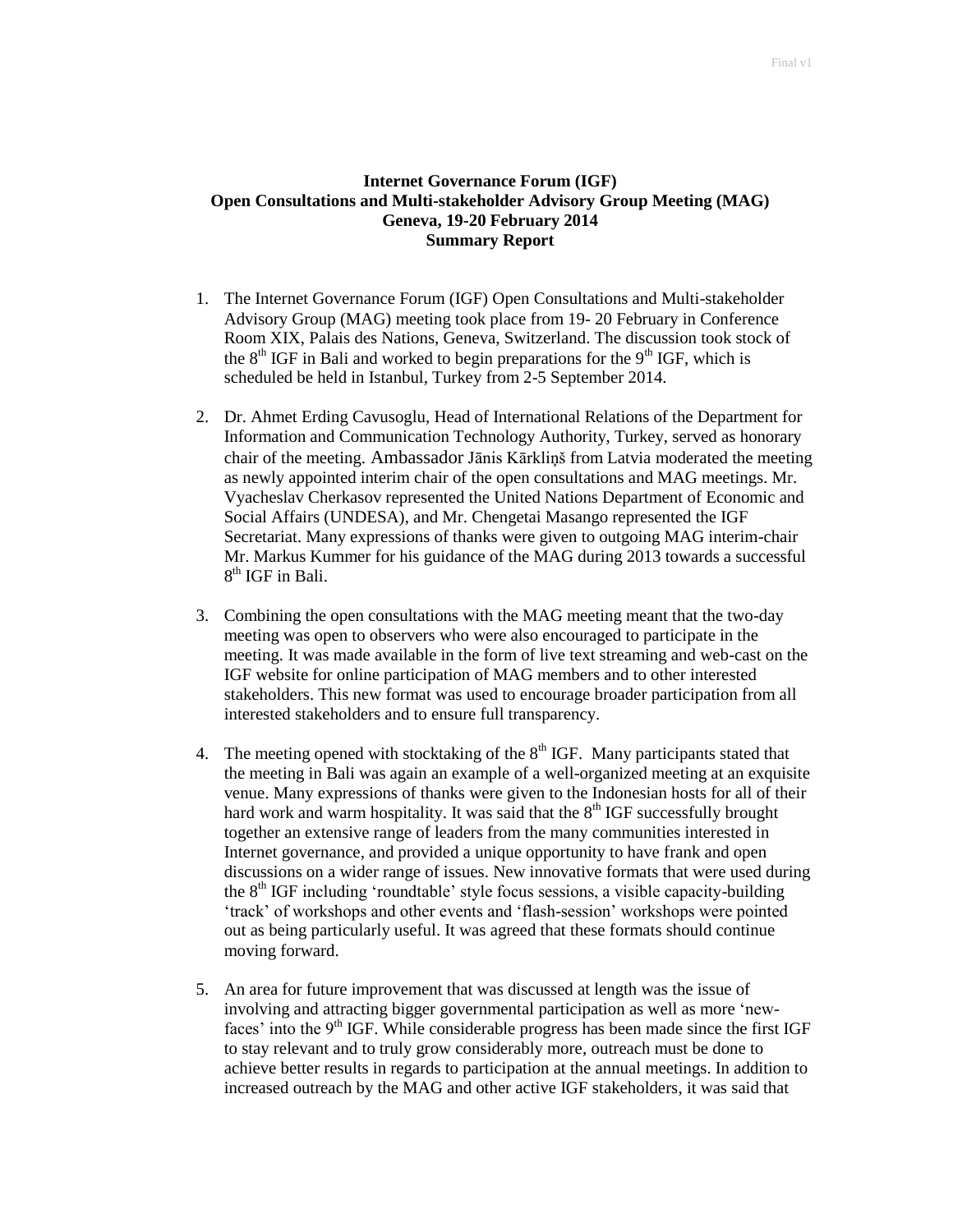# Internet Governance Forum (IGF)
## Open Consultations and Multi-stakeholder Advisory Group Meeting (MAG)
## Geneva, 19-20 February 2014
## Summary Report

1. The Internet Governance Forum (IGF) Open Consultations and Multi-stakeholder Advisory Group (MAG) meeting took place from 19- 20 February in Conference Room XIX, Palais des Nations, Geneva, Switzerland. The discussion took stock of the 8th IGF in Bali and worked to begin preparations for the 9th IGF, which is scheduled be held in Istanbul, Turkey from 2-5 September 2014.

2. Dr. Ahmet Erding Cavusoglu, Head of International Relations of the Department for Information and Communication Technology Authority, Turkey, served as honorary chair of the meeting. Ambassador Jānis Kārkliņš from Latvia moderated the meeting as newly appointed interim chair of the open consultations and MAG meetings. Mr. Vyacheslav Cherkasov represented the United Nations Department of Economic and Social Affairs (UNDESA), and Mr. Chengetai Masango represented the IGF Secretariat. Many expressions of thanks were given to outgoing MAG interim-chair Mr. Markus Kummer for his guidance of the MAG during 2013 towards a successful 8th IGF in Bali.

3. Combining the open consultations with the MAG meeting meant that the two-day meeting was open to observers who were also encouraged to participate in the meeting. It was made available in the form of live text streaming and web-cast on the IGF website for online participation of MAG members and to other interested stakeholders. This new format was used to encourage broader participation from all interested stakeholders and to ensure full transparency.

4. The meeting opened with stocktaking of the 8th IGF. Many participants stated that the meeting in Bali was again an example of a well-organized meeting at an exquisite venue. Many expressions of thanks were given to the Indonesian hosts for all of their hard work and warm hospitality. It was said that the 8th IGF successfully brought together an extensive range of leaders from the many communities interested in Internet governance, and provided a unique opportunity to have frank and open discussions on a wider range of issues. New innovative formats that were used during the 8th IGF including 'roundtable' style focus sessions, a visible capacity-building 'track' of workshops and other events and 'flash-session' workshops were pointed out as being particularly useful. It was agreed that these formats should continue moving forward.

5. An area for future improvement that was discussed at length was the issue of involving and attracting bigger governmental participation as well as more 'new-faces' into the 9th IGF. While considerable progress has been made since the first IGF to stay relevant and to truly grow considerably more, outreach must be done to achieve better results in regards to participation at the annual meetings. In addition to increased outreach by the MAG and other active IGF stakeholders, it was said that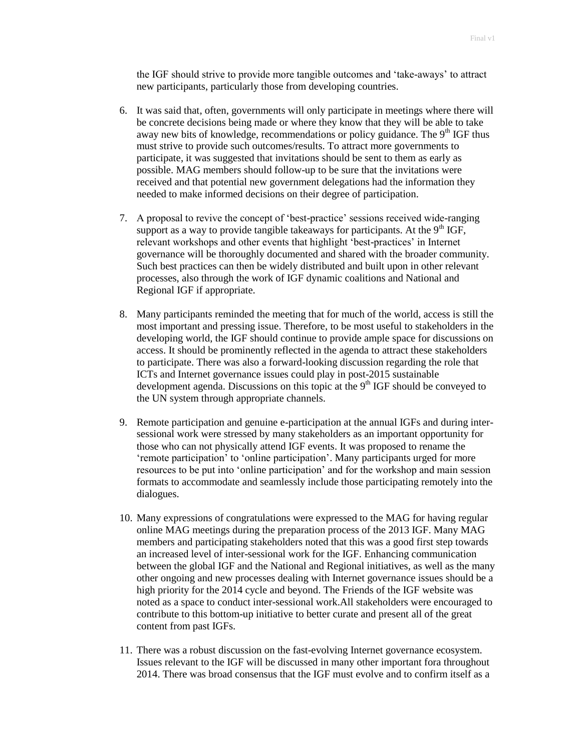the IGF should strive to provide more tangible outcomes and 'take-aways' to attract new participants, particularly those from developing countries.

6. It was said that, often, governments will only participate in meetings where there will be concrete decisions being made or where they know that they will be able to take away new bits of knowledge, recommendations or policy guidance. The 9th IGF thus must strive to provide such outcomes/results. To attract more governments to participate, it was suggested that invitations should be sent to them as early as possible. MAG members should follow-up to be sure that the invitations were received and that potential new government delegations had the information they needed to make informed decisions on their degree of participation.

7. A proposal to revive the concept of 'best-practice' sessions received wide-ranging support as a way to provide tangible takeaways for participants. At the 9th IGF, relevant workshops and other events that highlight 'best-practices' in Internet governance will be thoroughly documented and shared with the broader community. Such best practices can then be widely distributed and built upon in other relevant processes, also through the work of IGF dynamic coalitions and National and Regional IGF if appropriate.

8. Many participants reminded the meeting that for much of the world, access is still the most important and pressing issue. Therefore, to be most useful to stakeholders in the developing world, the IGF should continue to provide ample space for discussions on access. It should be prominently reflected in the agenda to attract these stakeholders to participate. There was also a forward-looking discussion regarding the role that ICTs and Internet governance issues could play in post-2015 sustainable development agenda. Discussions on this topic at the 9th IGF should be conveyed to the UN system through appropriate channels.

9. Remote participation and genuine e-participation at the annual IGFs and during inter-sessional work were stressed by many stakeholders as an important opportunity for those who can not physically attend IGF events. It was proposed to rename the 'remote participation' to 'online participation'. Many participants urged for more resources to be put into 'online participation' and for the workshop and main session formats to accommodate and seamlessly include those participating remotely into the dialogues.

10. Many expressions of congratulations were expressed to the MAG for having regular online MAG meetings during the preparation process of the 2013 IGF. Many MAG members and participating stakeholders noted that this was a good first step towards an increased level of inter-sessional work for the IGF. Enhancing communication between the global IGF and the National and Regional initiatives, as well as the many other ongoing and new processes dealing with Internet governance issues should be a high priority for the 2014 cycle and beyond. The Friends of the IGF website was noted as a space to conduct inter-sessional work.All stakeholders were encouraged to contribute to this bottom-up initiative to better curate and present all of the great content from past IGFs.

11. There was a robust discussion on the fast-evolving Internet governance ecosystem. Issues relevant to the IGF will be discussed in many other important fora throughout 2014. There was broad consensus that the IGF must evolve and to confirm itself as a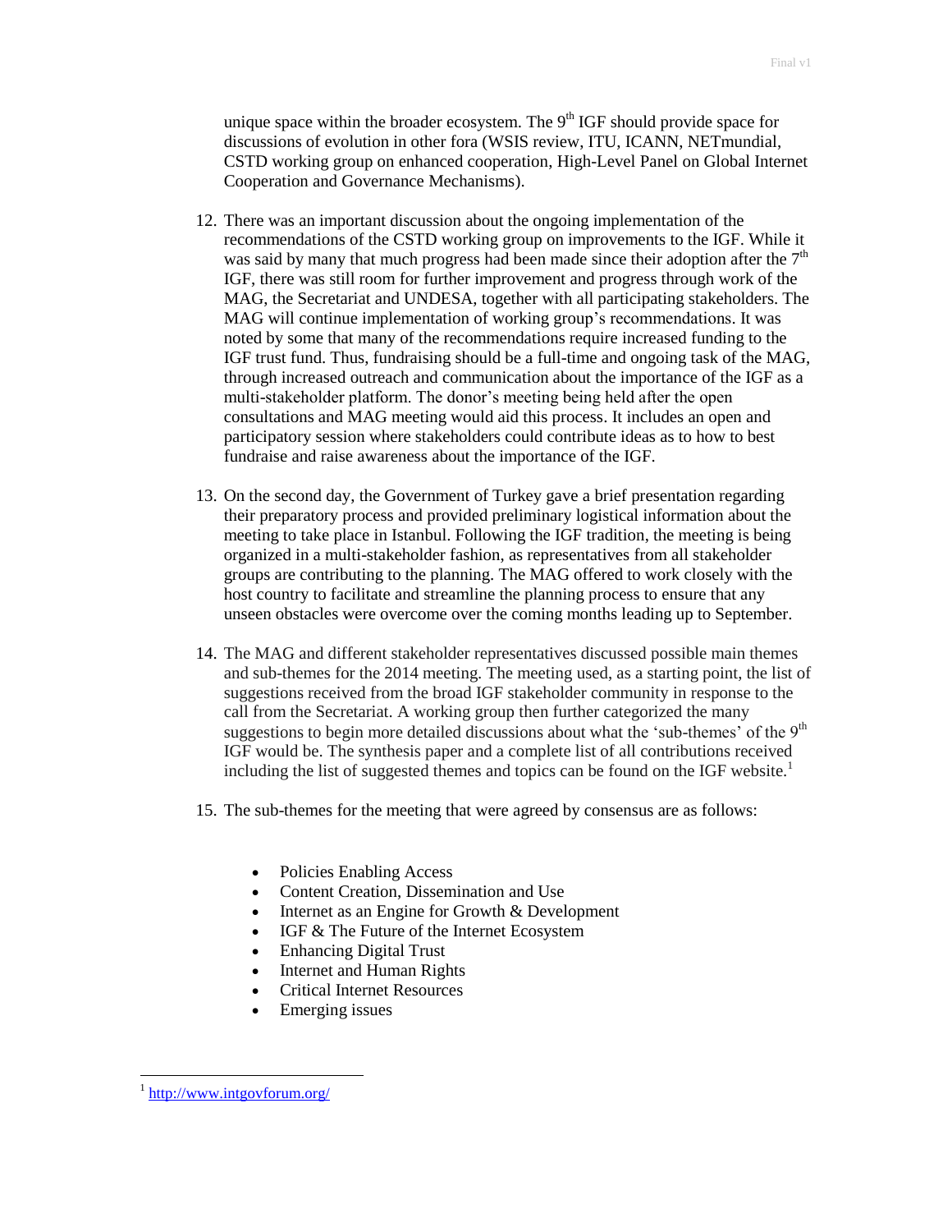unique space within the broader ecosystem. The 9th IGF should provide space for discussions of evolution in other fora (WSIS review, ITU, ICANN, NETmundial, CSTD working group on enhanced cooperation, High-Level Panel on Global Internet Cooperation and Governance Mechanisms).

12. There was an important discussion about the ongoing implementation of the recommendations of the CSTD working group on improvements to the IGF. While it was said by many that much progress had been made since their adoption after the 7th IGF, there was still room for further improvement and progress through work of the MAG, the Secretariat and UNDESA, together with all participating stakeholders. The MAG will continue implementation of working group's recommendations. It was noted by some that many of the recommendations require increased funding to the IGF trust fund. Thus, fundraising should be a full-time and ongoing task of the MAG, through increased outreach and communication about the importance of the IGF as a multi-stakeholder platform. The donor's meeting being held after the open consultations and MAG meeting would aid this process. It includes an open and participatory session where stakeholders could contribute ideas as to how to best fundraise and raise awareness about the importance of the IGF.

13. On the second day, the Government of Turkey gave a brief presentation regarding their preparatory process and provided preliminary logistical information about the meeting to take place in Istanbul. Following the IGF tradition, the meeting is being organized in a multi-stakeholder fashion, as representatives from all stakeholder groups are contributing to the planning. The MAG offered to work closely with the host country to facilitate and streamline the planning process to ensure that any unseen obstacles were overcome over the coming months leading up to September.

14. The MAG and different stakeholder representatives discussed possible main themes and sub-themes for the 2014 meeting. The meeting used, as a starting point, the list of suggestions received from the broad IGF stakeholder community in response to the call from the Secretariat. A working group then further categorized the many suggestions to begin more detailed discussions about what the 'sub-themes' of the 9th IGF would be. The synthesis paper and a complete list of all contributions received including the list of suggested themes and topics can be found on the IGF website.[1]

15. The sub-themes for the meeting that were agreed by consensus are as follows:

- Policies Enabling Access
- Content Creation, Dissemination and Use
- Internet as an Engine for Growth & Development
- IGF & The Future of the Internet Ecosystem
- Enhancing Digital Trust
- Internet and Human Rights
- Critical Internet Resources
- Emerging issues

[1] http://www.intgovforum.org/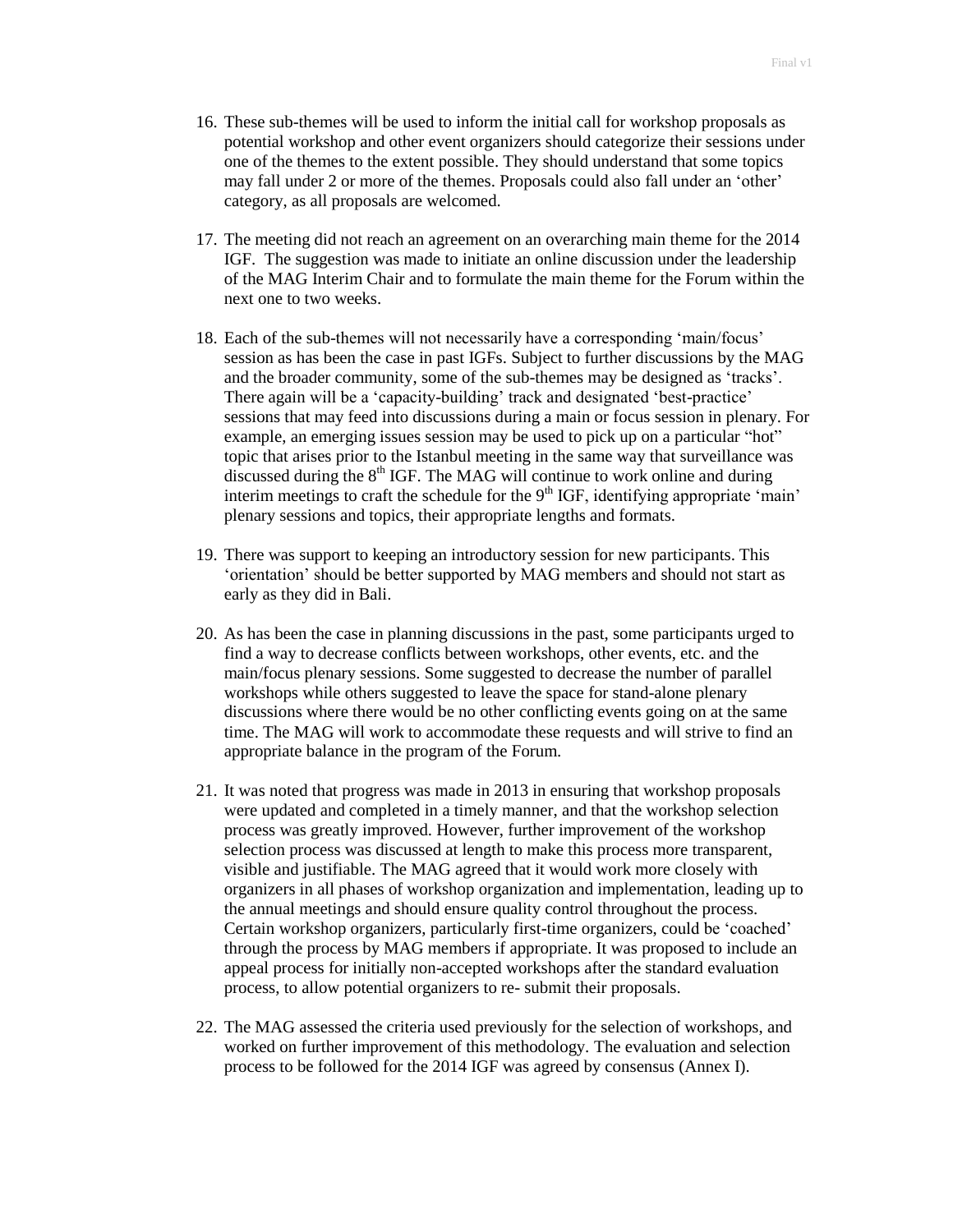16. These sub-themes will be used to inform the initial call for workshop proposals as potential workshop and other event organizers should categorize their sessions under one of the themes to the extent possible. They should understand that some topics may fall under 2 or more of the themes. Proposals could also fall under an 'other' category, as all proposals are welcomed.

17. The meeting did not reach an agreement on an overarching main theme for the 2014 IGF. The suggestion was made to initiate an online discussion under the leadership of the MAG Interim Chair and to formulate the main theme for the Forum within the next one to two weeks.

18. Each of the sub-themes will not necessarily have a corresponding 'main/focus' session as has been the case in past IGFs. Subject to further discussions by the MAG and the broader community, some of the sub-themes may be designed as 'tracks'. There again will be a 'capacity-building' track and designated 'best-practice' sessions that may feed into discussions during a main or focus session in plenary. For example, an emerging issues session may be used to pick up on a particular "hot" topic that arises prior to the Istanbul meeting in the same way that surveillance was discussed during the 8th IGF. The MAG will continue to work online and during interim meetings to craft the schedule for the 9th IGF, identifying appropriate 'main' plenary sessions and topics, their appropriate lengths and formats.

19. There was support to keeping an introductory session for new participants. This 'orientation' should be better supported by MAG members and should not start as early as they did in Bali.

20. As has been the case in planning discussions in the past, some participants urged to find a way to decrease conflicts between workshops, other events, etc. and the main/focus plenary sessions. Some suggested to decrease the number of parallel workshops while others suggested to leave the space for stand-alone plenary discussions where there would be no other conflicting events going on at the same time. The MAG will work to accommodate these requests and will strive to find an appropriate balance in the program of the Forum.

21. It was noted that progress was made in 2013 in ensuring that workshop proposals were updated and completed in a timely manner, and that the workshop selection process was greatly improved. However, further improvement of the workshop selection process was discussed at length to make this process more transparent, visible and justifiable. The MAG agreed that it would work more closely with organizers in all phases of workshop organization and implementation, leading up to the annual meetings and should ensure quality control throughout the process. Certain workshop organizers, particularly first-time organizers, could be 'coached' through the process by MAG members if appropriate. It was proposed to include an appeal process for initially non-accepted workshops after the standard evaluation process, to allow potential organizers to re- submit their proposals.

22. The MAG assessed the criteria used previously for the selection of workshops, and worked on further improvement of this methodology. The evaluation and selection process to be followed for the 2014 IGF was agreed by consensus (Annex I).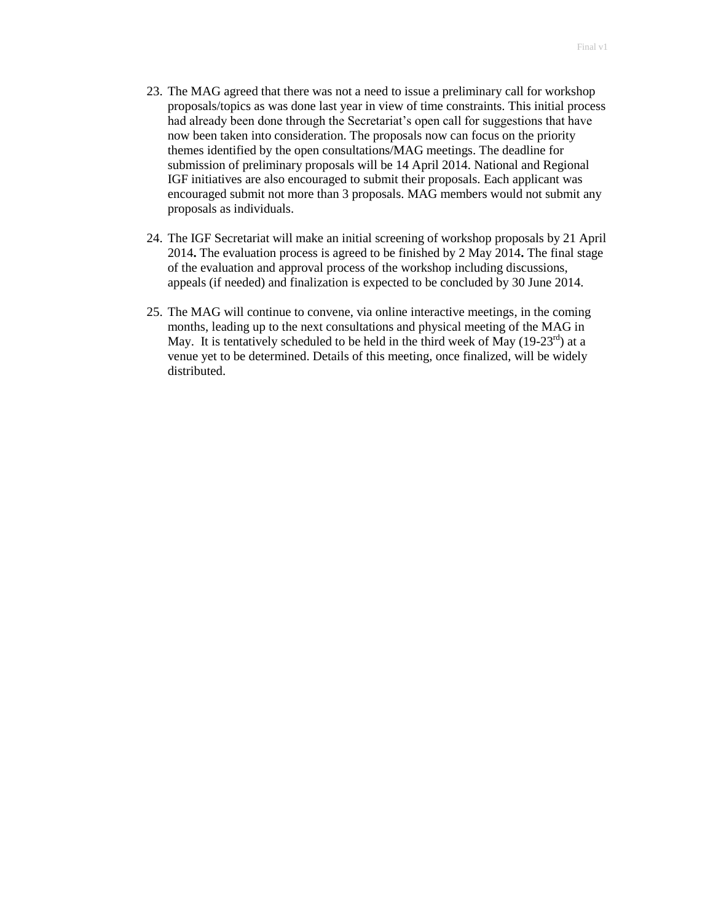23. The MAG agreed that there was not a need to issue a preliminary call for workshop proposals/topics as was done last year in view of time constraints. This initial process had already been done through the Secretariat's open call for suggestions that have now been taken into consideration. The proposals now can focus on the priority themes identified by the open consultations/MAG meetings. The deadline for submission of preliminary proposals will be 14 April 2014. National and Regional IGF initiatives are also encouraged to submit their proposals. Each applicant was encouraged submit not more than 3 proposals. MAG members would not submit any proposals as individuals.

24. The IGF Secretariat will make an initial screening of workshop proposals by 21 April 2014**.** The evaluation process is agreed to be finished by 2 May 2014**.** The final stage of the evaluation and approval process of the workshop including discussions, appeals (if needed) and finalization is expected to be concluded by 30 June 2014.

25. The MAG will continue to convene, via online interactive meetings, in the coming months, leading up to the next consultations and physical meeting of the MAG in May. It is tentatively scheduled to be held in the third week of May (19-23rd) at a venue yet to be determined. Details of this meeting, once finalized, will be widely distributed.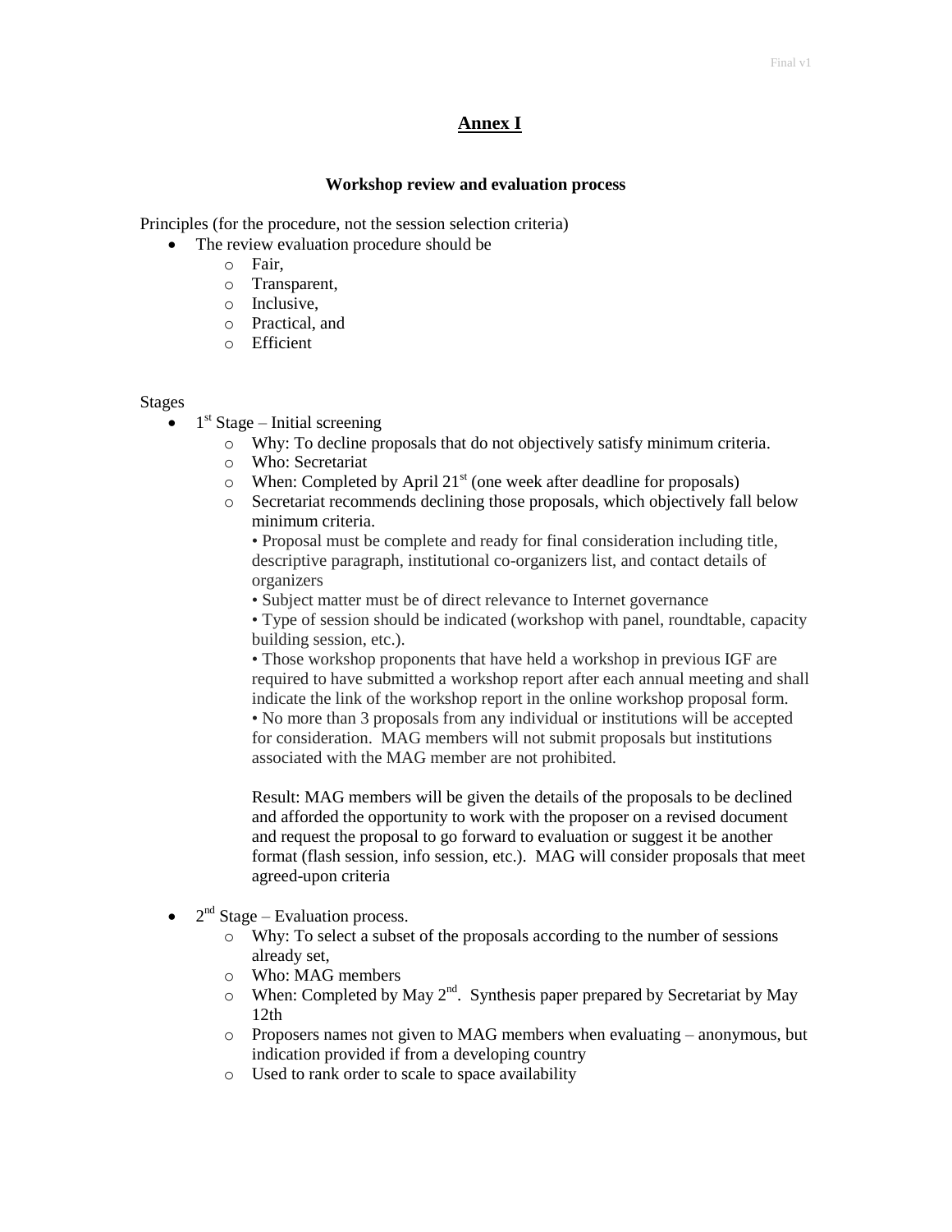# Annex I

### Workshop review and evaluation process

Principles (for the procedure, not the session selection criteria)

- The review evaluation procedure should be
  - Fair,
  - Transparent,
  - Inclusive,
  - Practical, and
  - Efficient

Stages

- 1st Stage – Initial screening
  - Why: To decline proposals that do not objectively satisfy minimum criteria.
  - Who: Secretariat
  - When: Completed by April 21st (one week after deadline for proposals)
  - Secretariat recommends declining those proposals, which objectively fall below minimum criteria.

    • Proposal must be complete and ready for final consideration including title, descriptive paragraph, institutional co-organizers list, and contact details of organizers

    • Subject matter must be of direct relevance to Internet governance

    • Type of session should be indicated (workshop with panel, roundtable, capacity building session, etc.).

    • Those workshop proponents that have held a workshop in previous IGF are required to have submitted a workshop report after each annual meeting and shall indicate the link of the workshop report in the online workshop proposal form.

    • No more than 3 proposals from any individual or institutions will be accepted for consideration. MAG members will not submit proposals but institutions associated with the MAG member are not prohibited.

    Result: MAG members will be given the details of the proposals to be declined and afforded the opportunity to work with the proposer on a revised document and request the proposal to go forward to evaluation or suggest it be another format (flash session, info session, etc.). MAG will consider proposals that meet agreed-upon criteria

- 2nd Stage – Evaluation process.
  - Why: To select a subset of the proposals according to the number of sessions already set,
  - Who: MAG members
  - When: Completed by May 2nd. Synthesis paper prepared by Secretariat by May 12th
  - Proposers names not given to MAG members when evaluating – anonymous, but indication provided if from a developing country
  - Used to rank order to scale to space availability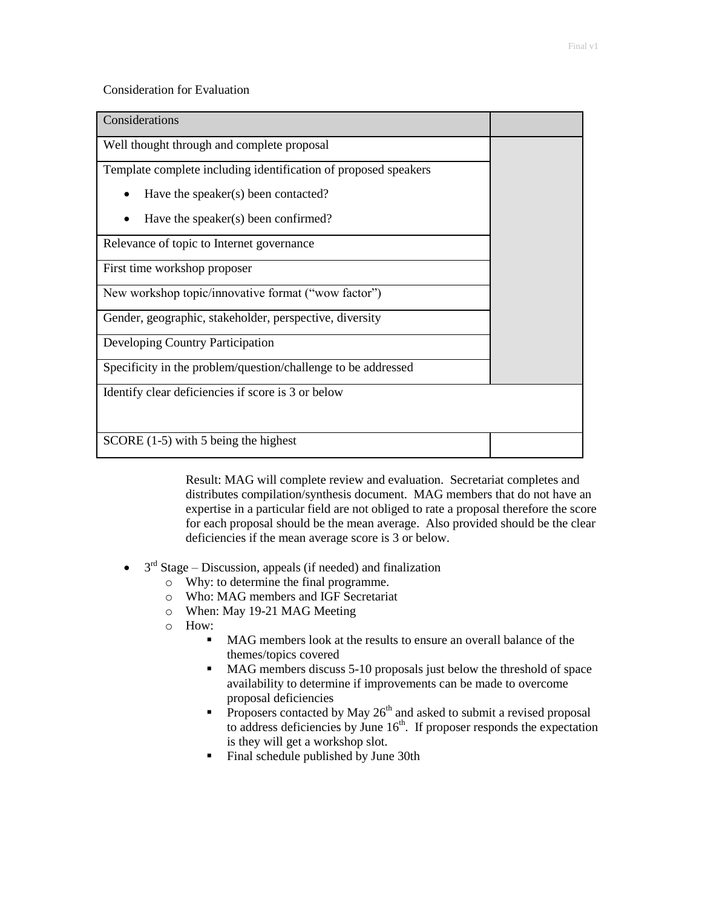Consideration for Evaluation

| Considerations | |
|---|---|
| Well thought through and complete proposal | |
| Template complete including identification of proposed speakers<br>• Have the speaker(s) been contacted?<br>• Have the speaker(s) been confirmed? | |
| Relevance of topic to Internet governance | |
| First time workshop proposer | |
| New workshop topic/innovative format ("wow factor") | |
| Gender, geographic, stakeholder, perspective, diversity | |
| Developing Country Participation | |
| Specificity in the problem/question/challenge to be addressed | |
| Identify clear deficiencies if score is 3 or below | |
| SCORE (1-5) with 5 being the highest | |

Result: MAG will complete review and evaluation. Secretariat completes and distributes compilation/synthesis document. MAG members that do not have an expertise in a particular field are not obliged to rate a proposal therefore the score for each proposal should be the mean average. Also provided should be the clear deficiencies if the mean average score is 3 or below.

- 3rd Stage – Discussion, appeals (if needed) and finalization
  - Why: to determine the final programme.
  - Who: MAG members and IGF Secretariat
  - When: May 19-21 MAG Meeting
  - How:
    - MAG members look at the results to ensure an overall balance of the themes/topics covered
    - MAG members discuss 5-10 proposals just below the threshold of space availability to determine if improvements can be made to overcome proposal deficiencies
    - Proposers contacted by May 26th and asked to submit a revised proposal to address deficiencies by June 16th. If proposer responds the expectation is they will get a workshop slot.
    - Final schedule published by June 30th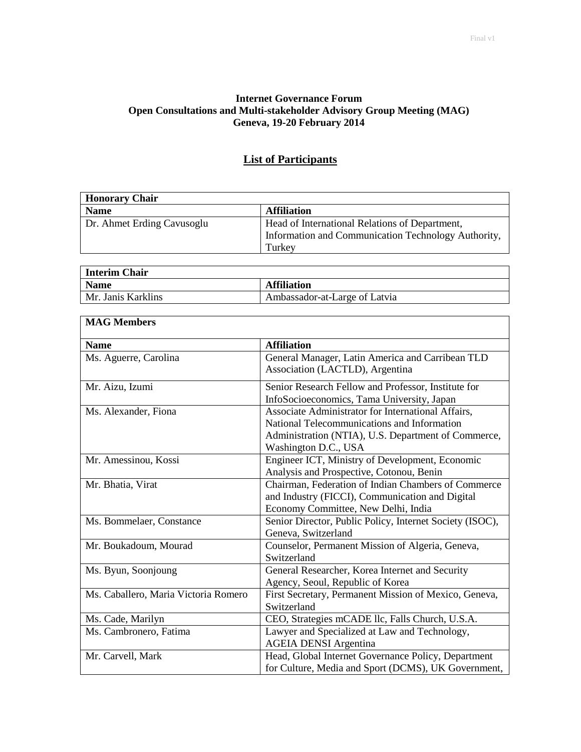**Internet Governance Forum**
**Open Consultations and Multi-stakeholder Advisory Group Meeting (MAG)**
**Geneva, 19-20 February 2014**

## List of Participants

| Honorary Chair | |
|---|---|
| **Name** | **Affiliation** |
| Dr. Ahmet Erding Cavusoglu | Head of International Relations of Department, Information and Communication Technology Authority, Turkey |

| Interim Chair | |
|---|---|
| **Name** | **Affiliation** |
| Mr. Janis Karklins | Ambassador-at-Large of Latvia |

| MAG Members | |
|---|---|
| **Name** | **Affiliation** |
| Ms. Aguerre, Carolina | General Manager, Latin America and Carribean TLD Association (LACTLD), Argentina |
| Mr. Aizu, Izumi | Senior Research Fellow and Professor, Institute for InfoSocioeconomics, Tama University, Japan |
| Ms. Alexander, Fiona | Associate Administrator for International Affairs, National Telecommunications and Information Administration (NTIA), U.S. Department of Commerce, Washington D.C., USA |
| Mr. Amessinou, Kossi | Engineer ICT, Ministry of Development, Economic Analysis and Prospective, Cotonou, Benin |
| Mr. Bhatia, Virat | Chairman, Federation of Indian Chambers of Commerce and Industry (FICCI), Communication and Digital Economy Committee, New Delhi, India |
| Ms. Bommelaer, Constance | Senior Director, Public Policy, Internet Society (ISOC), Geneva, Switzerland |
| Mr. Boukadoum, Mourad | Counselor, Permanent Mission of Algeria, Geneva, Switzerland |
| Ms. Byun, Soonjoung | General Researcher, Korea Internet and Security Agency, Seoul, Republic of Korea |
| Ms. Caballero, Maria Victoria Romero | First Secretary, Permanent Mission of Mexico, Geneva, Switzerland |
| Ms. Cade, Marilyn | CEO, Strategies mCADE llc, Falls Church, U.S.A. |
| Ms. Cambronero, Fatima | Lawyer and Specialized at Law and Technology, AGEIA DENSI Argentina |
| Mr. Carvell, Mark | Head, Global Internet Governance Policy, Department for Culture, Media and Sport (DCMS), UK Government, |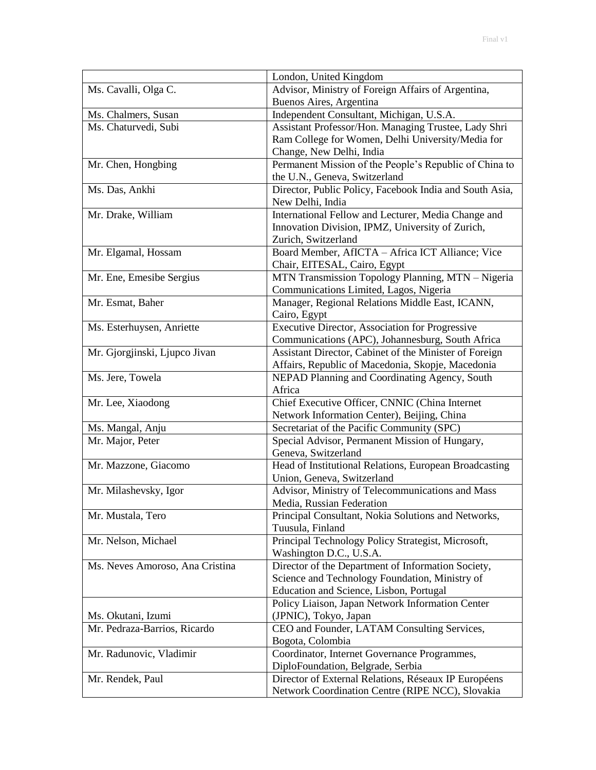|  |  |
|---|---|
|  | London, United Kingdom |
| Ms. Cavalli, Olga C. | Advisor, Ministry of Foreign Affairs of Argentina, Buenos Aires, Argentina |
| Ms. Chalmers, Susan | Independent Consultant, Michigan, U.S.A. |
| Ms. Chaturvedi, Subi | Assistant Professor/Hon. Managing Trustee, Lady Shri Ram College for Women, Delhi University/Media for Change, New Delhi, India |
| Mr. Chen, Hongbing | Permanent Mission of the People's Republic of China to the U.N., Geneva, Switzerland |
| Ms. Das, Ankhi | Director, Public Policy, Facebook India and South Asia, New Delhi, India |
| Mr. Drake, William | International Fellow and Lecturer, Media Change and Innovation Division, IPMZ, University of Zurich, Zurich, Switzerland |
| Mr. Elgamal, Hossam | Board Member, AfICTA – Africa ICT Alliance; Vice Chair, EITESAL, Cairo, Egypt |
| Mr. Ene, Emesibe Sergius | MTN Transmission Topology Planning, MTN – Nigeria Communications Limited, Lagos, Nigeria |
| Mr. Esmat, Baher | Manager, Regional Relations Middle East, ICANN, Cairo, Egypt |
| Ms. Esterhuysen, Anriette | Executive Director, Association for Progressive Communications (APC), Johannesburg, South Africa |
| Mr. Gjorgjinski, Ljupco Jivan | Assistant Director, Cabinet of the Minister of Foreign Affairs, Republic of Macedonia, Skopje, Macedonia |
| Ms. Jere, Towela | NEPAD Planning and Coordinating Agency, South Africa |
| Mr. Lee, Xiaodong | Chief Executive Officer, CNNIC (China Internet Network Information Center), Beijing, China |
| Ms. Mangal, Anju | Secretariat of the Pacific Community (SPC) |
| Mr. Major, Peter | Special Advisor, Permanent Mission of Hungary, Geneva, Switzerland |
| Mr. Mazzone, Giacomo | Head of Institutional Relations, European Broadcasting Union, Geneva, Switzerland |
| Mr. Milashevsky, Igor | Advisor, Ministry of Telecommunications and Mass Media, Russian Federation |
| Mr. Mustala, Tero | Principal Consultant, Nokia Solutions and Networks, Tuusula, Finland |
| Mr. Nelson, Michael | Principal Technology Policy Strategist, Microsoft, Washington D.C., U.S.A. |
| Ms. Neves Amoroso, Ana Cristina | Director of the Department of Information Society, Science and Technology Foundation, Ministry of Education and Science, Lisbon, Portugal |
| Ms. Okutani, Izumi | Policy Liaison, Japan Network Information Center (JPNIC), Tokyo, Japan |
| Mr. Pedraza-Barrios, Ricardo | CEO and Founder, LATAM Consulting Services, Bogota, Colombia |
| Mr. Radunovic, Vladimir | Coordinator, Internet Governance Programmes, DiploFoundation, Belgrade, Serbia |
| Mr. Rendek, Paul | Director of External Relations, Réseaux IP Européens Network Coordination Centre (RIPE NCC), Slovakia |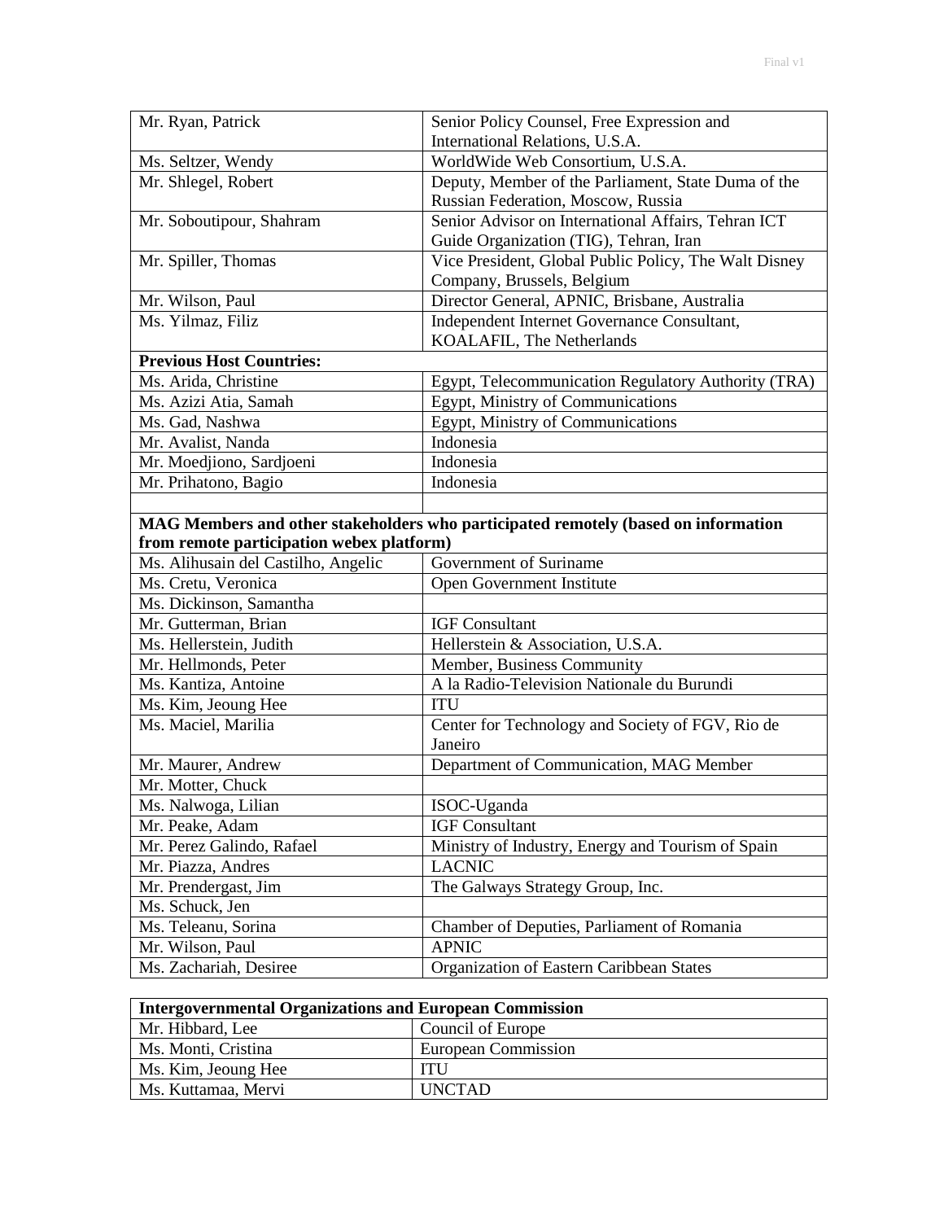| | |
|---|---|
| Mr. Ryan, Patrick | Senior Policy Counsel, Free Expression and International Relations, U.S.A. |
| Ms. Seltzer, Wendy | WorldWide Web Consortium, U.S.A. |
| Mr. Shlegel, Robert | Deputy, Member of the Parliament, State Duma of the Russian Federation, Moscow, Russia |
| Mr. Soboutipour, Shahram | Senior Advisor on International Affairs, Tehran ICT Guide Organization (TIG), Tehran, Iran |
| Mr. Spiller, Thomas | Vice President, Global Public Policy, The Walt Disney Company, Brussels, Belgium |
| Mr. Wilson, Paul | Director General, APNIC, Brisbane, Australia |
| Ms. Yilmaz, Filiz | Independent Internet Governance Consultant, KOALAFIL, The Netherlands |
| **Previous Host Countries:** | |
| Ms. Arida, Christine | Egypt, Telecommunication Regulatory Authority (TRA) |
| Ms. Azizi Atia, Samah | Egypt, Ministry of Communications |
| Ms. Gad, Nashwa | Egypt, Ministry of Communications |
| Mr. Avalist, Nanda | Indonesia |
| Mr. Moedjiono, Sardjoeni | Indonesia |
| Mr. Prihatono, Bagio | Indonesia |
| | |
| **MAG Members and other stakeholders who participated remotely (based on information from remote participation webex platform)** | |
| Ms. Alihusain del Castilho, Angelic | Government of Suriname |
| Ms. Cretu, Veronica | Open Government Institute |
| Ms. Dickinson, Samantha | |
| Mr. Gutterman, Brian | IGF Consultant |
| Ms. Hellerstein, Judith | Hellerstein & Association, U.S.A. |
| Mr. Hellmonds, Peter | Member, Business Community |
| Ms. Kantiza, Antoine | A la Radio-Television Nationale du Burundi |
| Ms. Kim, Jeoung Hee | ITU |
| Ms. Maciel, Marilia | Center for Technology and Society of FGV, Rio de Janeiro |
| Mr. Maurer, Andrew | Department of Communication, MAG Member |
| Mr. Motter, Chuck | |
| Ms. Nalwoga, Lilian | ISOC-Uganda |
| Mr. Peake, Adam | IGF Consultant |
| Mr. Perez Galindo, Rafael | Ministry of Industry, Energy and Tourism of Spain |
| Mr. Piazza, Andres | LACNIC |
| Mr. Prendergast, Jim | The Galways Strategy Group, Inc. |
| Ms. Schuck, Jen | |
| Ms. Teleanu, Sorina | Chamber of Deputies, Parliament of Romania |
| Mr. Wilson, Paul | APNIC |
| Ms. Zachariah, Desiree | Organization of Eastern Caribbean States |

| **Intergovernmental Organizations and European Commission** | |
|---|---|
| Mr. Hibbard, Lee | Council of Europe |
| Ms. Monti, Cristina | European Commission |
| Ms. Kim, Jeoung Hee | ITU |
| Ms. Kuttamaa, Mervi | UNCTAD |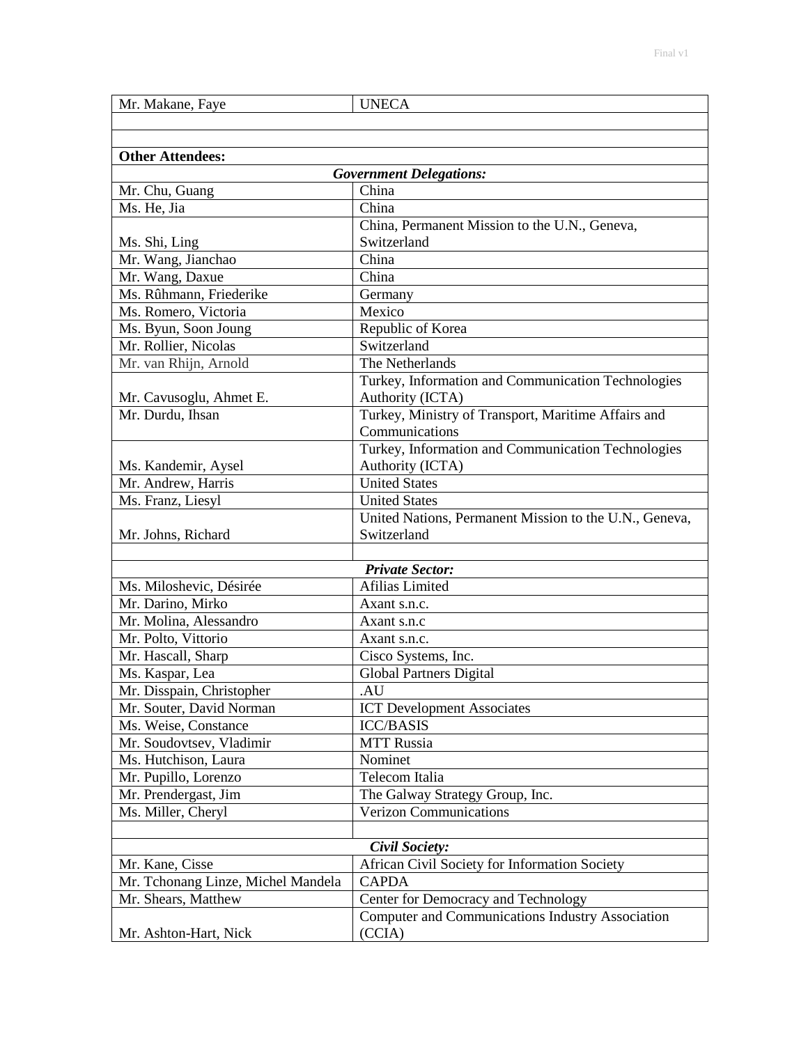| Mr. Makane, Faye | UNECA |
|---|---|
| | |
| | |
| **Other Attendees:** | |
| ***Government Delegations:*** | |
| Mr. Chu, Guang | China |
| Ms. He, Jia | China |
| Ms. Shi, Ling | China, Permanent Mission to the U.N., Geneva, Switzerland |
| Mr. Wang, Jianchao | China |
| Mr. Wang, Daxue | China |
| Ms. Rûhmann, Friederike | Germany |
| Ms. Romero, Victoria | Mexico |
| Ms. Byun, Soon Joung | Republic of Korea |
| Mr. Rollier, Nicolas | Switzerland |
| Mr. van Rhijn, Arnold | The Netherlands |
| Mr. Cavusoglu, Ahmet E. | Turkey, Information and Communication Technologies Authority (ICTA) |
| Mr. Durdu, Ihsan | Turkey, Ministry of Transport, Maritime Affairs and Communications |
| Ms. Kandemir, Aysel | Turkey, Information and Communication Technologies Authority (ICTA) |
| Mr. Andrew, Harris | United States |
| Ms. Franz, Liesyl | United States |
| Mr. Johns, Richard | United Nations, Permanent Mission to the U.N., Geneva, Switzerland |
| | |
| ***Private Sector:*** | |
| Ms. Miloshevic, Désirée | Afilias Limited |
| Mr. Darino, Mirko | Axant s.n.c. |
| Mr. Molina, Alessandro | Axant s.n.c |
| Mr. Polto, Vittorio | Axant s.n.c. |
| Mr. Hascall, Sharp | Cisco Systems, Inc. |
| Ms. Kaspar, Lea | Global Partners Digital |
| Mr. Disspain, Christopher | .AU |
| Mr. Souter, David Norman | ICT Development Associates |
| Ms. Weise, Constance | ICC/BASIS |
| Mr. Soudovtsev, Vladimir | MTT Russia |
| Ms. Hutchison, Laura | Nominet |
| Mr. Pupillo, Lorenzo | Telecom Italia |
| Mr. Prendergast, Jim | The Galway Strategy Group, Inc. |
| Ms. Miller, Cheryl | Verizon Communications |
| | |
| ***Civil Society:*** | |
| Mr. Kane, Cisse | African Civil Society for Information Society |
| Mr. Tchonang Linze, Michel Mandela | CAPDA |
| Mr. Shears, Matthew | Center for Democracy and Technology |
| Mr. Ashton-Hart, Nick | Computer and Communications Industry Association (CCIA) |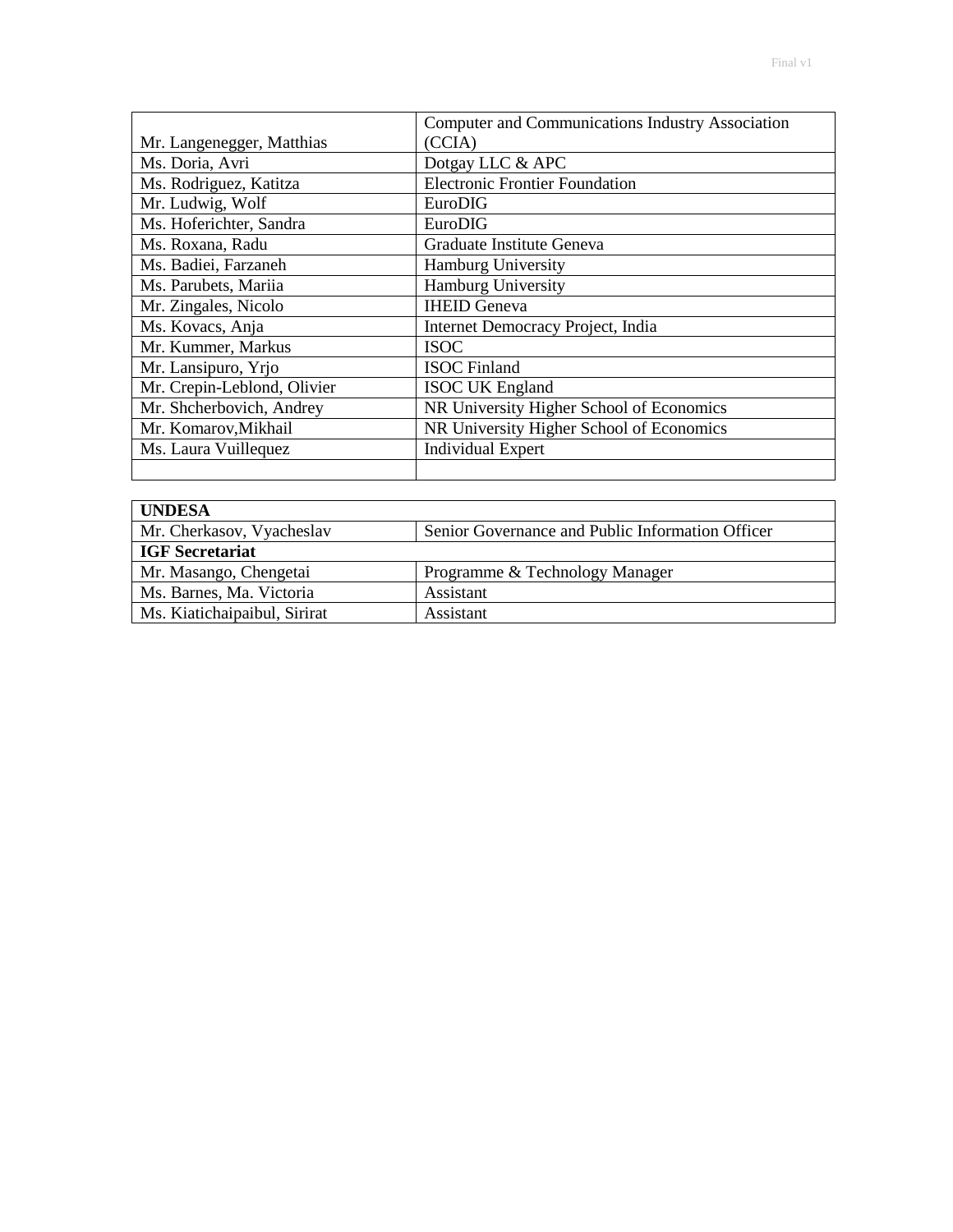| | |
|---|---|
| Mr. Langenegger, Matthias | Computer and Communications Industry Association (CCIA) |
| Ms. Doria, Avri | Dotgay LLC & APC |
| Ms. Rodriguez, Katitza | Electronic Frontier Foundation |
| Mr. Ludwig, Wolf | EuroDIG |
| Ms. Hoferichter, Sandra | EuroDIG |
| Ms. Roxana, Radu | Graduate Institute Geneva |
| Ms. Badiei, Farzaneh | Hamburg University |
| Ms. Parubets, Mariia | Hamburg University |
| Mr. Zingales, Nicolo | IHEID Geneva |
| Ms. Kovacs, Anja | Internet Democracy Project, India |
| Mr. Kummer, Markus | ISOC |
| Mr. Lansipuro, Yrjo | ISOC Finland |
| Mr. Crepin-Leblond, Olivier | ISOC UK England |
| Mr. Shcherbovich, Andrey | NR University Higher School of Economics |
| Mr. Komarov,Mikhail | NR University Higher School of Economics |
| Ms. Laura Vuillequez | Individual Expert |
| | |

| | |
|---|---|
| **UNDESA** | |
| Mr. Cherkasov, Vyacheslav | Senior Governance and Public Information Officer |
| **IGF Secretariat** | |
| Mr. Masango, Chengetai | Programme & Technology Manager |
| Ms. Barnes, Ma. Victoria | Assistant |
| Ms. Kiatichaipaibul, Sirirat | Assistant |